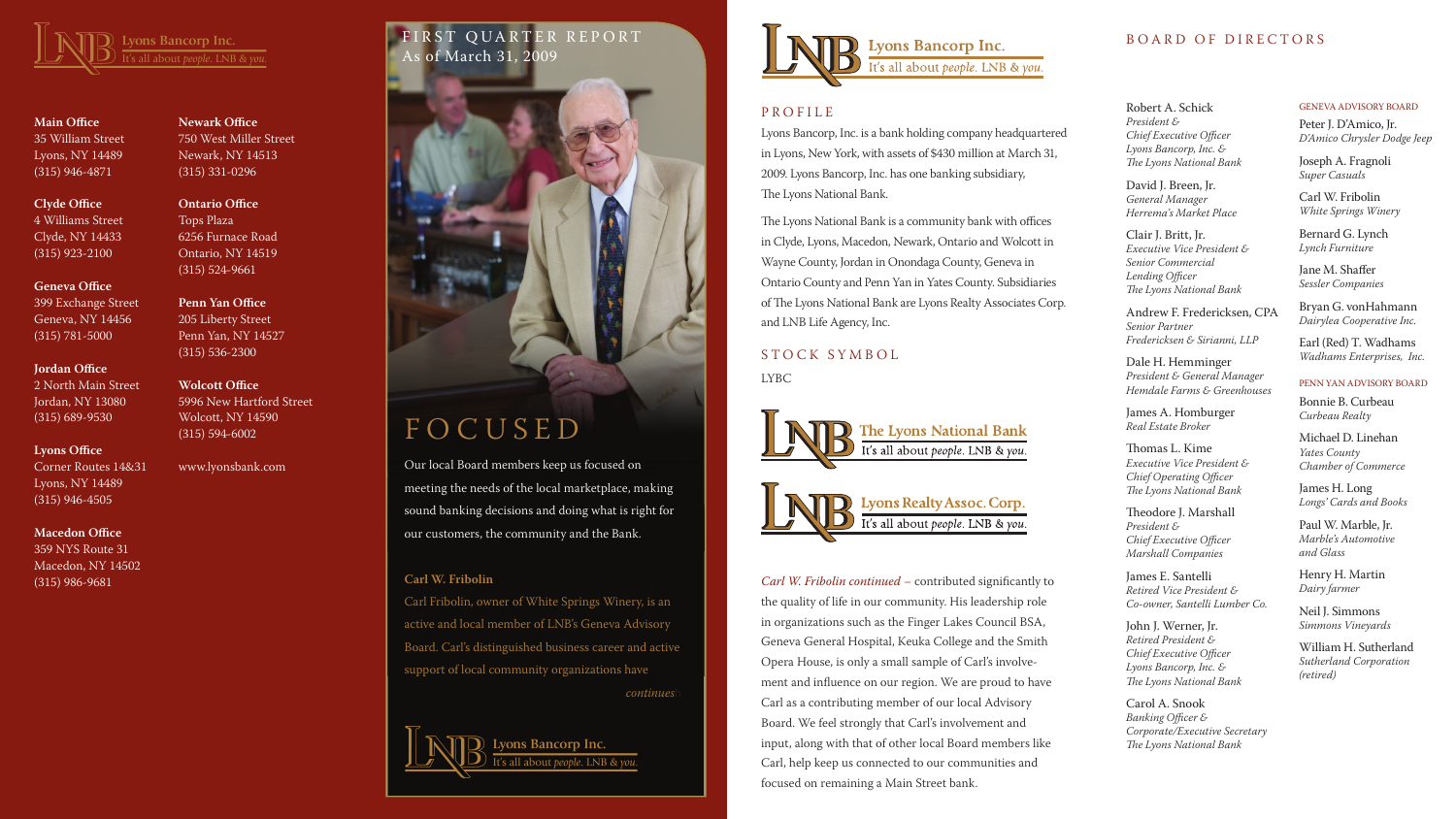Lyons Bancorp Inc.
It's all about *people.* LNB & *you.*

**Main Office**
35 William Street
Lyons, NY 14489
(315) 946-4871

**Clyde Office**
4 Williams Street
Clyde, NY 14433
(315) 923-2100

**Geneva Office**
399 Exchange Street
Geneva, NY 14456
(315) 781-5000

**Jordan Office**
2 North Main Street
Jordan, NY 13080
(315) 689-9530

**Lyons Office**
Corner Routes 14&31
Lyons, NY 14489
(315) 946-4505

**Macedon Office**
359 NYS Route 31
Macedon, NY 14502
(315) 986-9681

**Newark Office**
750 West Miller Street
Newark, NY 14513
(315) 331-0296

**Ontario Office**
Tops Plaza
6256 Furnace Road
Ontario, NY 14519
(315) 524-9661

**Penn Yan Office**
205 Liberty Street
Penn Yan, NY 14527
(315) 536-2300

**Wolcott Office**
5996 New Hartford Street
Wolcott, NY 14590
(315) 594-6002

www.lyonsbank.com

FIRST QUARTER REPORT
As of March 31, 2009

# FOCUSED

Our local Board members keep us focused on meeting the needs of the local marketplace, making sound banking decisions and doing what is right for our customers, the community and the Bank.

**Carl W. Fribolin**

Carl Fribolin, owner of White Springs Winery, is an active and local member of LNB's Geneva Advisory Board. Carl's distinguished business career and active support of local community organizations have

*continues*

Lyons Bancorp Inc.
It's all about *people.* LNB & *you.*

Lyons Bancorp Inc.
It's all about *people.* LNB & *you.*

## PROFILE

Lyons Bancorp, Inc. is a bank holding company headquartered in Lyons, New York, with assets of $430 million at March 31, 2009. Lyons Bancorp, Inc. has one banking subsidiary, The Lyons National Bank.

The Lyons National Bank is a community bank with offices in Clyde, Lyons, Macedon, Newark, Ontario and Wolcott in Wayne County, Jordan in Onondaga County, Geneva in Ontario County and Penn Yan in Yates County. Subsidiaries of The Lyons National Bank are Lyons Realty Associates Corp. and LNB Life Agency, Inc.

## STOCK SYMBOL

LYBC

The Lyons National Bank
It's all about *people.* LNB & *you.*

Lyons Realty Assoc. Corp.
It's all about *people.* LNB & *you.*

*Carl W. Fribolin continued* – contributed significantly to the quality of life in our community. His leadership role in organizations such as the Finger Lakes Council BSA, Geneva General Hospital, Keuka College and the Smith Opera House, is only a small sample of Carl's involvement and influence on our region. We are proud to have Carl as a contributing member of our local Advisory Board. We feel strongly that Carl's involvement and input, along with that of other local Board members like Carl, help keep us connected to our communities and focused on remaining a Main Street bank.

## BOARD OF DIRECTORS

Robert A. Schick
*President & Chief Executive Officer Lyons Bancorp, Inc. & The Lyons National Bank*

David J. Breen, Jr.
*General Manager Herrema's Market Place*

Clair J. Britt, Jr.
*Executive Vice President & Senior Commercial Lending Officer The Lyons National Bank*

Andrew F. Fredericksen, CPA
*Senior Partner Fredericksen & Sirianni, LLP*

Dale H. Hemminger
*President & General Manager Hemdale Farms & Greenhouses*

James A. Homburger
*Real Estate Broker*

Thomas L. Kime
*Executive Vice President & Chief Operating Officer The Lyons National Bank*

Theodore J. Marshall
*President & Chief Executive Officer Marshall Companies*

James E. Santelli
*Retired Vice President & Co-owner, Santelli Lumber Co.*

John J. Werner, Jr.
*Retired President & Chief Executive Officer Lyons Bancorp, Inc. & The Lyons National Bank*

Carol A. Snook
*Banking Officer & Corporate/Executive Secretary The Lyons National Bank*

### GENEVA ADVISORY BOARD

Peter J. D'Amico, Jr.
*D'Amico Chrysler Dodge Jeep*

Joseph A. Fragnoli
*Super Casuals*

Carl W. Fribolin
*White Springs Winery*

Bernard G. Lynch
*Lynch Furniture*

Jane M. Shaffer
*Sessler Companies*

Bryan G. vonHahmann
*Dairylea Cooperative Inc.*

Earl (Red) T. Wadhams
*Wadhams Enterprises, Inc.*

### PENN YAN ADVISORY BOARD

Bonnie B. Curbeau
*Curbeau Realty*

Michael D. Linehan
*Yates County Chamber of Commerce*

James H. Long
*Longs' Cards and Books*

Paul W. Marble, Jr.
*Marble's Automotive and Glass*

Henry H. Martin
*Dairy farmer*

Neil J. Simmons
*Simmons Vineyards*

William H. Sutherland
*Sutherland Corporation (retired)*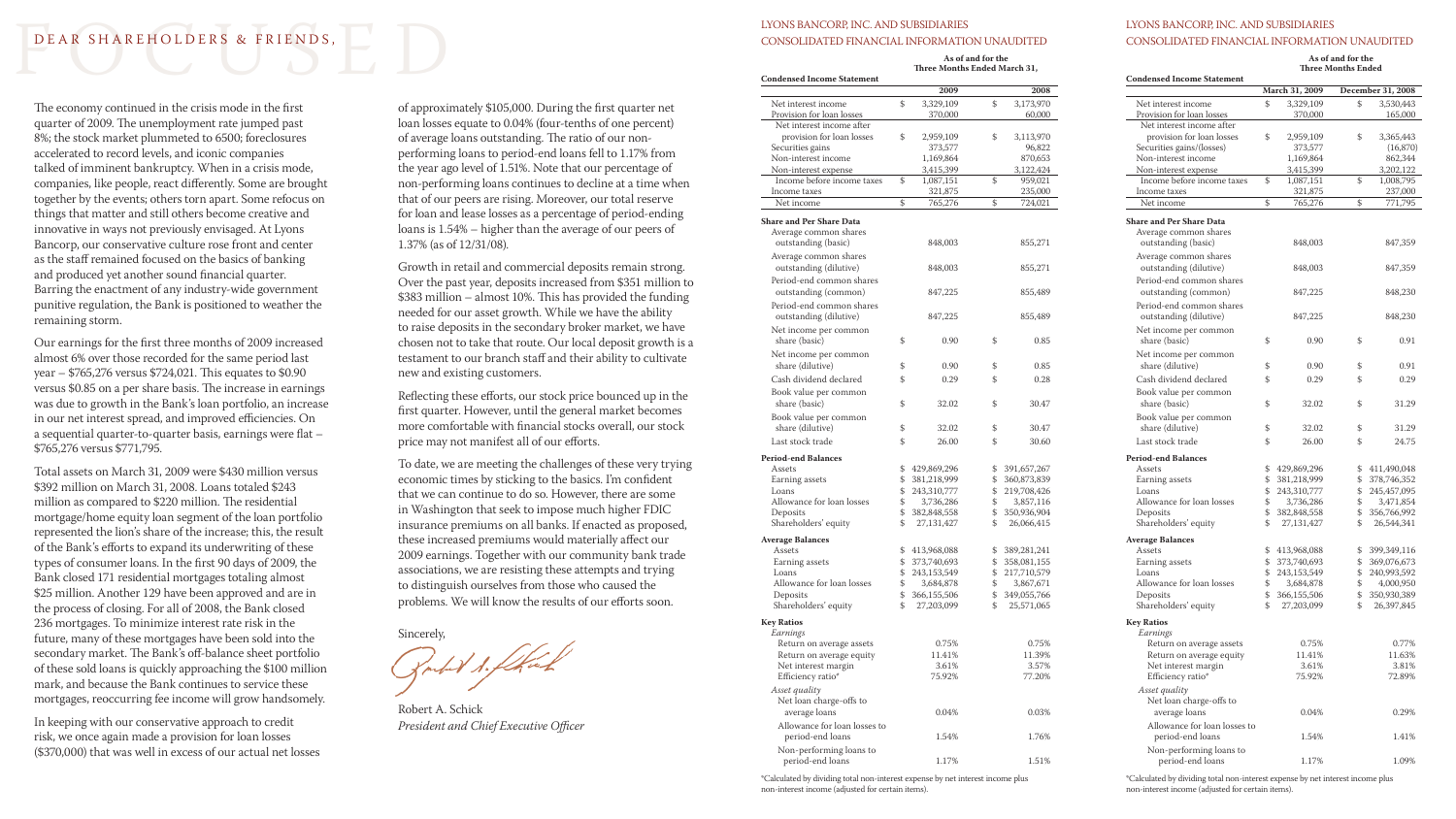# DEAR SHAREHOLDERS & FRIENDS,

FOCUSED

The economy continued in the crisis mode in the first quarter of 2009. The unemployment rate jumped past 8%; the stock market plummeted to 6500; foreclosures accelerated to record levels, and iconic companies talked of imminent bankruptcy. When in a crisis mode, companies, like people, react differently. Some are brought together by the events; others torn apart. Some refocus on things that matter and still others become creative and innovative in ways not previously envisaged. At Lyons Bancorp, our conservative culture rose front and center as the staff remained focused on the basics of banking and produced yet another sound financial quarter. Barring the enactment of any industry-wide government punitive regulation, the Bank is positioned to weather the remaining storm.

Our earnings for the first three months of 2009 increased almost 6% over those recorded for the same period last year – $765,276 versus $724,021. This equates to $0.90 versus $0.85 on a per share basis. The increase in earnings was due to growth in the Bank's loan portfolio, an increase in our net interest spread, and improved efficiencies. On a sequential quarter-to-quarter basis, earnings were flat – $765,276 versus $771,795.

Total assets on March 31, 2009 were $430 million versus $392 million on March 31, 2008. Loans totaled $243 million as compared to $220 million. The residential mortgage/home equity loan segment of the loan portfolio represented the lion's share of the increase; this, the result of the Bank's efforts to expand its underwriting of these types of consumer loans. In the first 90 days of 2009, the Bank closed 171 residential mortgages totaling almost $25 million. Another 129 have been approved and are in the process of closing. For all of 2008, the Bank closed 236 mortgages. To minimize interest rate risk in the future, many of these mortgages have been sold into the secondary market. The Bank's off-balance sheet portfolio of these sold loans is quickly approaching the $100 million mark, and because the Bank continues to service these mortgages, reoccurring fee income will grow handsomely.

In keeping with our conservative approach to credit risk, we once again made a provision for loan losses ($370,000) that was well in excess of our actual net losses of approximately $105,000. During the first quarter net loan losses equate to 0.04% (four-tenths of one percent) of average loans outstanding. The ratio of our non-performing loans to period-end loans fell to 1.17% from the year ago level of 1.51%. Note that our percentage of non-performing loans continues to decline at a time when that of our peers are rising. Moreover, our total reserve for loan and lease losses as a percentage of period-ending loans is 1.54% – higher than the average of our peers of 1.37% (as of 12/31/08).

Growth in retail and commercial deposits remain strong. Over the past year, deposits increased from $351 million to $383 million – almost 10%. This has provided the funding needed for our asset growth. While we have the ability to raise deposits in the secondary broker market, we have chosen not to take that route. Our local deposit growth is a testament to our branch staff and their ability to cultivate new and existing customers.

Reflecting these efforts, our stock price bounced up in the first quarter. However, until the general market becomes more comfortable with financial stocks overall, our stock price may not manifest all of our efforts.

To date, we are meeting the challenges of these very trying economic times by sticking to the basics. I'm confident that we can continue to do so. However, there are some in Washington that seek to impose much higher FDIC insurance premiums on all banks. If enacted as proposed, these increased premiums would materially affect our 2009 earnings. Together with our community bank trade associations, we are resisting these attempts and trying to distinguish ourselves from those who caused the problems. We will know the results of our efforts soon.

Sincerely,

Robert A. Schick
*President and Chief Executive Officer*

## LYONS BANCORP, INC. AND SUBSIDIARIES
## CONSOLIDATED FINANCIAL INFORMATION UNAUDITED

| Condensed Income Statement | As of and for the Three Months Ended March 31, 2009 | 2008 |
|---|---|---|
| Net interest income | $ 3,329,109 | $ 3,173,970 |
| Provision for loan losses | 370,000 | 60,000 |
| Net interest income after provision for loan losses | $ 2,959,109 | $ 3,113,970 |
| Securities gains | 373,577 | 96,822 |
| Non-interest income | 1,169,864 | 870,653 |
| Non-interest expense | 3,415,399 | 3,122,424 |
| Income before income taxes | $ 1,087,151 | $ 959,021 |
| Income taxes | 321,875 | 235,000 |
| Net income | $ 765,276 | $ 724,021 |
| **Share and Per Share Data** | | |
| Average common shares outstanding (basic) | 848,003 | 855,271 |
| Average common shares outstanding (dilutive) | 848,003 | 855,271 |
| Period-end common shares outstanding (common) | 847,225 | 855,489 |
| Period-end common shares outstanding (dilutive) | 847,225 | 855,489 |
| Net income per common share (basic) | $ 0.90 | $ 0.85 |
| Net income per common share (dilutive) | $ 0.90 | $ 0.85 |
| Cash dividend declared | $ 0.29 | $ 0.28 |
| Book value per common share (basic) | $ 32.02 | $ 30.47 |
| Book value per common share (dilutive) | $ 32.02 | $ 30.47 |
| Last stock trade | $ 26.00 | $ 30.60 |
| **Period-end Balances** | | |
| Assets | $ 429,869,296 | $ 391,657,267 |
| Earning assets | $ 381,218,999 | $ 360,873,839 |
| Loans | $ 243,310,777 | $ 219,708,426 |
| Allowance for loan losses | $ 3,736,286 | $ 3,857,116 |
| Deposits | $ 382,848,558 | $ 350,936,904 |
| Shareholders' equity | $ 27,131,427 | $ 26,066,415 |
| **Average Balances** | | |
| Assets | $ 413,968,088 | $ 389,281,241 |
| Earning assets | $ 373,740,693 | $ 358,081,155 |
| Loans | $ 243,153,549 | $ 217,710,579 |
| Allowance for loan losses | $ 3,684,878 | $ 3,867,671 |
| Deposits | $ 366,155,506 | $ 349,055,766 |
| Shareholders' equity | $ 27,203,099 | $ 25,571,065 |
| **Key Ratios** | | |
| *Earnings* | | |
| Return on average assets | 0.75% | 0.75% |
| Return on average equity | 11.41% | 11.39% |
| Net interest margin | 3.61% | 3.57% |
| Efficiency ratio* | 75.92% | 77.20% |
| *Asset quality* | | |
| Net loan charge-offs to average loans | 0.04% | 0.03% |
| Allowance for loan losses to period-end loans | 1.54% | 1.76% |
| Non-performing loans to period-end loans | 1.17% | 1.51% |

*Calculated by dividing total non-interest expense by net interest income plus non-interest income (adjusted for certain items).

## LYONS BANCORP, INC. AND SUBSIDIARIES
## CONSOLIDATED FINANCIAL INFORMATION UNAUDITED

| Condensed Income Statement | As of and for the Three Months Ended March 31, 2009 | December 31, 2008 |
|---|---|---|
| Net interest income | $ 3,329,109 | $ 3,530,443 |
| Provision for loan losses | 370,000 | 165,000 |
| Net interest income after provision for loan losses | $ 2,959,109 | $ 3,365,443 |
| Securities gains/(losses) | 373,577 | (16,870) |
| Non-interest income | 1,169,864 | 862,344 |
| Non-interest expense | 3,415,399 | 3,202,122 |
| Income before income taxes | $ 1,087,151 | $ 1,008,795 |
| Income taxes | 321,875 | 237,000 |
| Net income | $ 765,276 | $ 771,795 |
| **Share and Per Share Data** | | |
| Average common shares outstanding (basic) | 848,003 | 847,359 |
| Average common shares outstanding (dilutive) | 848,003 | 847,359 |
| Period-end common shares outstanding (common) | 847,225 | 848,230 |
| Period-end common shares outstanding (dilutive) | 847,225 | 848,230 |
| Net income per common share (basic) | $ 0.90 | $ 0.91 |
| Net income per common share (dilutive) | $ 0.90 | $ 0.91 |
| Cash dividend declared | $ 0.29 | $ 0.29 |
| Book value per common share (basic) | $ 32.02 | $ 31.29 |
| Book value per common share (dilutive) | $ 32.02 | $ 31.29 |
| Last stock trade | $ 26.00 | $ 24.75 |
| **Period-end Balances** | | |
| Assets | $ 429,869,296 | $ 411,490,048 |
| Earning assets | $ 381,218,999 | $ 378,746,352 |
| Loans | $ 243,310,777 | $ 245,457,095 |
| Allowance for loan losses | $ 3,736,286 | $ 3,471,854 |
| Deposits | $ 382,848,558 | $ 356,766,992 |
| Shareholders' equity | $ 27,131,427 | $ 26,544,341 |
| **Average Balances** | | |
| Assets | $ 413,968,088 | $ 399,349,116 |
| Earning assets | $ 373,740,693 | $ 369,076,673 |
| Loans | $ 243,153,549 | $ 240,993,592 |
| Allowance for loan losses | $ 3,684,878 | $ 4,000,950 |
| Deposits | $ 366,155,506 | $ 350,930,389 |
| Shareholders' equity | $ 27,203,099 | $ 26,397,845 |
| **Key Ratios** | | |
| *Earnings* | | |
| Return on average assets | 0.75% | 0.77% |
| Return on average equity | 11.41% | 11.63% |
| Net interest margin | 3.61% | 3.81% |
| Efficiency ratio* | 75.92% | 72.89% |
| *Asset quality* | | |
| Net loan charge-offs to average loans | 0.04% | 0.29% |
| Allowance for loan losses to period-end loans | 1.54% | 1.41% |
| Non-performing loans to period-end loans | 1.17% | 1.09% |

*Calculated by dividing total non-interest expense by net interest income plus non-interest income (adjusted for certain items).